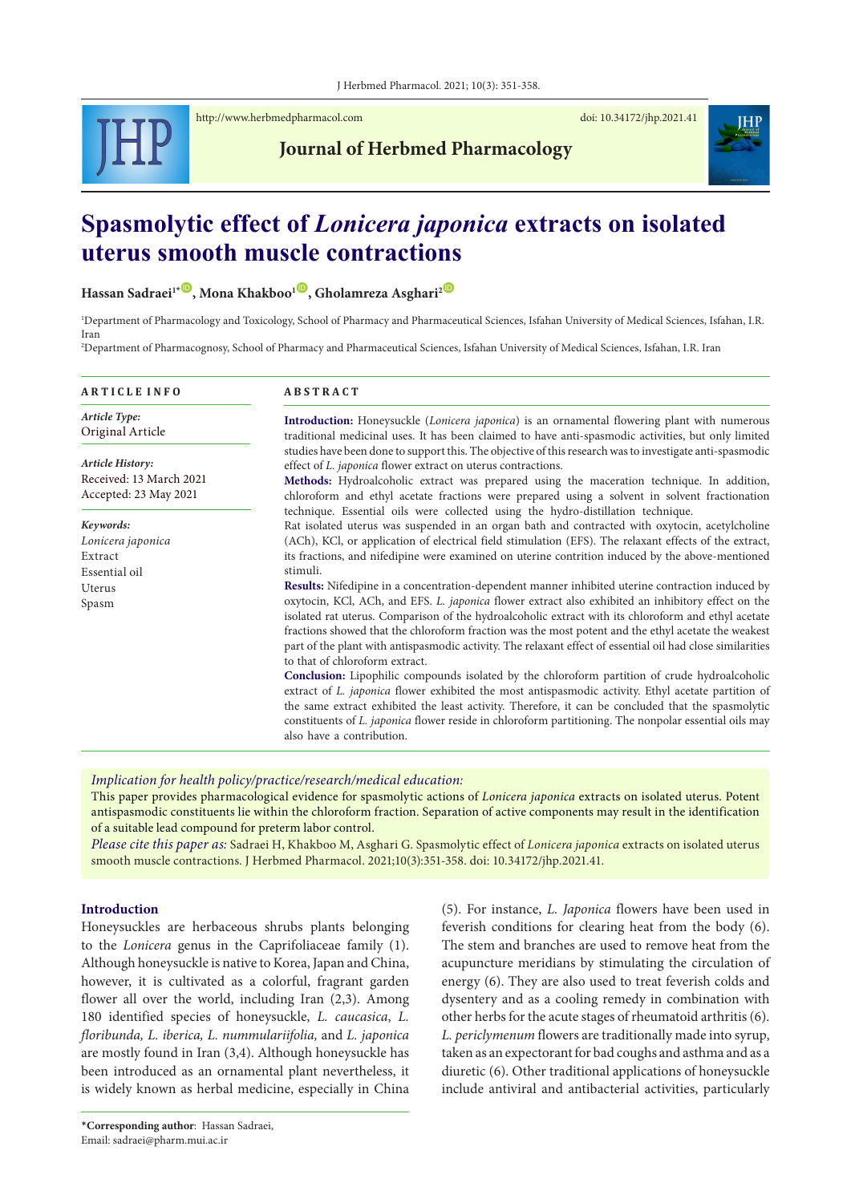# Spasmolytic effect of *Lonicera japonica* extracts on isolated uterus smooth muscle contractions

**Hassan Sadraei[1*], Mona Khakboo[1], Gholamreza Asghari[2]**

[1]Department of Pharmacology and Toxicology, School of Pharmacy and Pharmaceutical Sciences, Isfahan University of Medical Sciences, Isfahan, I.R. Iran

[2]Department of Pharmacognosy, School of Pharmacy and Pharmaceutical Sciences, Isfahan University of Medical Sciences, Isfahan, I.R. Iran

## ARTICLE INFO

*Article Type:*
Original Article

*Article History:*
Received: 13 March 2021
Accepted: 23 May 2021

*Keywords:*
*Lonicera japonica*
Extract
Essential oil
Uterus
Spasm

## ABSTRACT

**Introduction:** Honeysuckle (*Lonicera japonica*) is an ornamental flowering plant with numerous traditional medicinal uses. It has been claimed to have anti-spasmodic activities, but only limited studies have been done to support this. The objective of this research was to investigate anti-spasmodic effect of *L. japonica* flower extract on uterus contractions.

**Methods:** Hydroalcoholic extract was prepared using the maceration technique. In addition, chloroform and ethyl acetate fractions were prepared using a solvent in solvent fractionation technique. Essential oils were collected using the hydro-distillation technique.

Rat isolated uterus was suspended in an organ bath and contracted with oxytocin, acetylcholine (ACh), KCl, or application of electrical field stimulation (EFS). The relaxant effects of the extract, its fractions, and nifedipine were examined on uterine contrition induced by the above-mentioned stimuli.

**Results:** Nifedipine in a concentration-dependent manner inhibited uterine contraction induced by oxytocin, KCl, ACh, and EFS. *L. japonica* flower extract also exhibited an inhibitory effect on the isolated rat uterus. Comparison of the hydroalcoholic extract with its chloroform and ethyl acetate fractions showed that the chloroform fraction was the most potent and the ethyl acetate the weakest part of the plant with antispasmodic activity. The relaxant effect of essential oil had close similarities to that of chloroform extract.

**Conclusion:** Lipophilic compounds isolated by the chloroform partition of crude hydroalcoholic extract of *L. japonica* flower exhibited the most antispasmodic activity. Ethyl acetate partition of the same extract exhibited the least activity. Therefore, it can be concluded that the spasmolytic constituents of *L. japonica* flower reside in chloroform partitioning. The nonpolar essential oils may also have a contribution.

*Implication for health policy/practice/research/medical education:*
This paper provides pharmacological evidence for spasmolytic actions of *Lonicera japonica* extracts on isolated uterus. Potent antispasmodic constituents lie within the chloroform fraction. Separation of active components may result in the identification of a suitable lead compound for preterm labor control.

*Please cite this paper as:* Sadraei H, Khakboo M, Asghari G. Spasmolytic effect of *Lonicera japonica* extracts on isolated uterus smooth muscle contractions. J Herbmed Pharmacol. 2021;10(3):351-358. doi: 10.34172/jhp.2021.41.

## Introduction

Honeysuckles are herbaceous shrubs plants belonging to the *Lonicera* genus in the Caprifoliaceae family (1). Although honeysuckle is native to Korea, Japan and China, however, it is cultivated as a colorful, fragrant garden flower all over the world, including Iran (2,3). Among 180 identified species of honeysuckle, *L. caucasica*, *L. floribunda, L. iberica, L. nummulariifolia,* and *L. japonica* are mostly found in Iran (3,4). Although honeysuckle has been introduced as an ornamental plant nevertheless, it is widely known as herbal medicine, especially in China (5). For instance, *L. Japonica* flowers have been used in feverish conditions for clearing heat from the body (6). The stem and branches are used to remove heat from the acupuncture meridians by stimulating the circulation of energy (6). They are also used to treat feverish colds and dysentery and as a cooling remedy in combination with other herbs for the acute stages of rheumatoid arthritis (6). *L. periclymenum* flowers are traditionally made into syrup, taken as an expectorant for bad coughs and asthma and as a diuretic (6). Other traditional applications of honeysuckle include antiviral and antibacterial activities, particularly

**\*Corresponding author**: Hassan Sadraei,
Email: sadraei@pharm.mui.ac.ir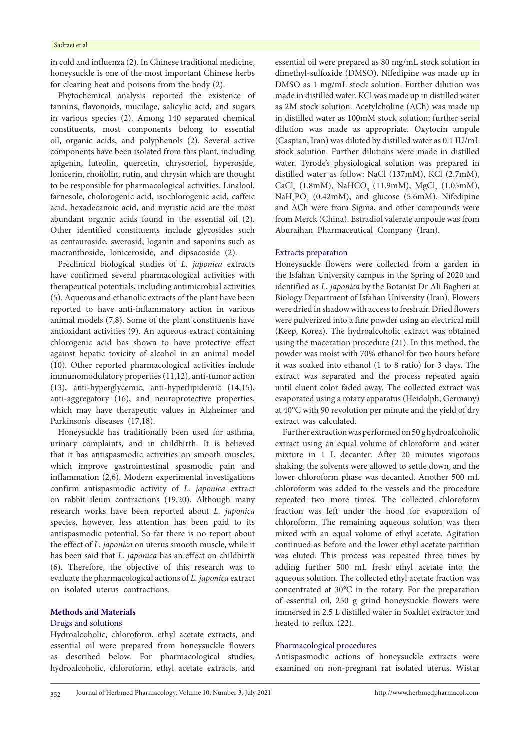in cold and influenza (2). In Chinese traditional medicine, honeysuckle is one of the most important Chinese herbs for clearing heat and poisons from the body (2).

Phytochemical analysis reported the existence of tannins, flavonoids, mucilage, salicylic acid, and sugars in various species (2). Among 140 separated chemical constituents, most components belong to essential oil, organic acids, and polyphenols (2). Several active components have been isolated from this plant, including apigenin, luteolin, quercetin, chrysoeriol, hyperoside, lonicerin, rhoifolin, rutin, and chrysin which are thought to be responsible for pharmacological activities. Linalool, farnesole, chologrogenic acid, isochlorogenic acid, caffeic acid, hexadecanoic acid, and myristic acid are the most abundant organic acids found in the essential oil (2). Other identified constituents include glycosides such as centauroside, swerosid, loganin and saponins such as macranthoside, loniceroside, and dipsacoside (2).

Preclinical biological studies of *L. japonica* extracts have confirmed several pharmacological activities with therapeutical potentials, including antimicrobial activities (5). Aqueous and ethanolic extracts of the plant have been reported to have anti-inflammatory action in various animal models (7,8). Some of the plant constituents have antioxidant activities (9). An aqueous extract containing chlorogenic acid has shown to have protective effect against hepatic toxicity of alcohol in an animal model (10). Other reported pharmacological activities include immunomodulatory properties (11,12), anti-tumor action (13), anti-hyperglycemic, anti-hyperlipidemic (14,15), anti-aggregatory (16), and neuroprotective properties, which may have therapeutic values in Alzheimer and Parkinson's diseases (17,18).

Honeysuckle has traditionally been used for asthma, urinary complaints, and in childbirth. It is believed that it has antispasmodic activities on smooth muscles, which improve gastrointestinal spasmodic pain and inflammation (2,6). Modern experimental investigations confirm antispasmodic activity of *L. japonica* extract on rabbit ileum contractions (19,20). Although many research works have been reported about *L. japonica* species, however, less attention has been paid to its antispasmodic potential. So far there is no report about the effect of *L. japonica* on uterus smooth muscle, while it has been said that *L. japonica* has an effect on childbirth (6). Therefore, the objective of this research was to evaluate the pharmacological actions of *L. japonica* extract on isolated uterus contractions.

## Methods and Materials

### Drugs and solutions

Hydroalcoholic, chloroform, ethyl acetate extracts, and essential oil were prepared from honeysuckle flowers as described below. For pharmacological studies, hydroalcoholic, chloroform, ethyl acetate extracts, and essential oil were prepared as 80 mg/mL stock solution in dimethyl-sulfoxide (DMSO). Nifedipine was made up in DMSO as 1 mg/mL stock solution. Further dilution was made in distilled water. KCl was made up in distilled water as 2M stock solution. Acetylcholine (ACh) was made up in distilled water as 100mM stock solution; further serial dilution was made as appropriate. Oxytocin ampule (Caspian, Iran) was diluted by distilled water as 0.1 IU/mL stock solution. Further dilutions were made in distilled water. Tyrode's physiological solution was prepared in distilled water as follow: NaCl (137mM), KCl (2.7mM), $CaCl_2$ (1.8mM), $NaHCO_3$ (11.9mM), $MgCl_2$ (1.05mM), $NaH_2PO_4$ (0.42mM), and glucose (5.6mM). Nifedipine and ACh were from Sigma, and other compounds were from Merck (China). Estradiol valerate ampoule was from Aburaihan Pharmaceutical Company (Iran).

### Extracts preparation

Honeysuckle flowers were collected from a garden in the Isfahan University campus in the Spring of 2020 and identified as *L. japonica* by the Botanist Dr Ali Bagheri at Biology Department of Isfahan University (Iran). Flowers were dried in shadow with access to fresh air. Dried flowers were pulverized into a fine powder using an electrical mill (Keep, Korea). The hydroalcoholic extract was obtained using the maceration procedure (21). In this method, the powder was moist with 70% ethanol for two hours before it was soaked into ethanol (1 to 8 ratio) for 3 days. The extract was separated and the process repeated again until eluent color faded away. The collected extract was evaporated using a rotary apparatus (Heidolph, Germany) at 40°C with 90 revolution per minute and the yield of dry extract was calculated.

Further extraction was performed on 50 g hydroalcoholic extract using an equal volume of chloroform and water mixture in 1 L decanter. After 20 minutes vigorous shaking, the solvents were allowed to settle down, and the lower chloroform phase was decanted. Another 500 mL chloroform was added to the vessels and the procedure repeated two more times. The collected chloroform fraction was left under the hood for evaporation of chloroform. The remaining aqueous solution was then mixed with an equal volume of ethyl acetate. Agitation continued as before and the lower ethyl acetate partition was eluted. This process was repeated three times by adding further 500 mL fresh ethyl acetate into the aqueous solution. The collected ethyl acetate fraction was concentrated at 30°C in the rotary. For the preparation of essential oil, 250 g grind honeysuckle flowers were immersed in 2.5 L distilled water in Soxhlet extractor and heated to reflux (22).

### Pharmacological procedures

Antispasmodic actions of honeysuckle extracts were examined on non-pregnant rat isolated uterus. Wistar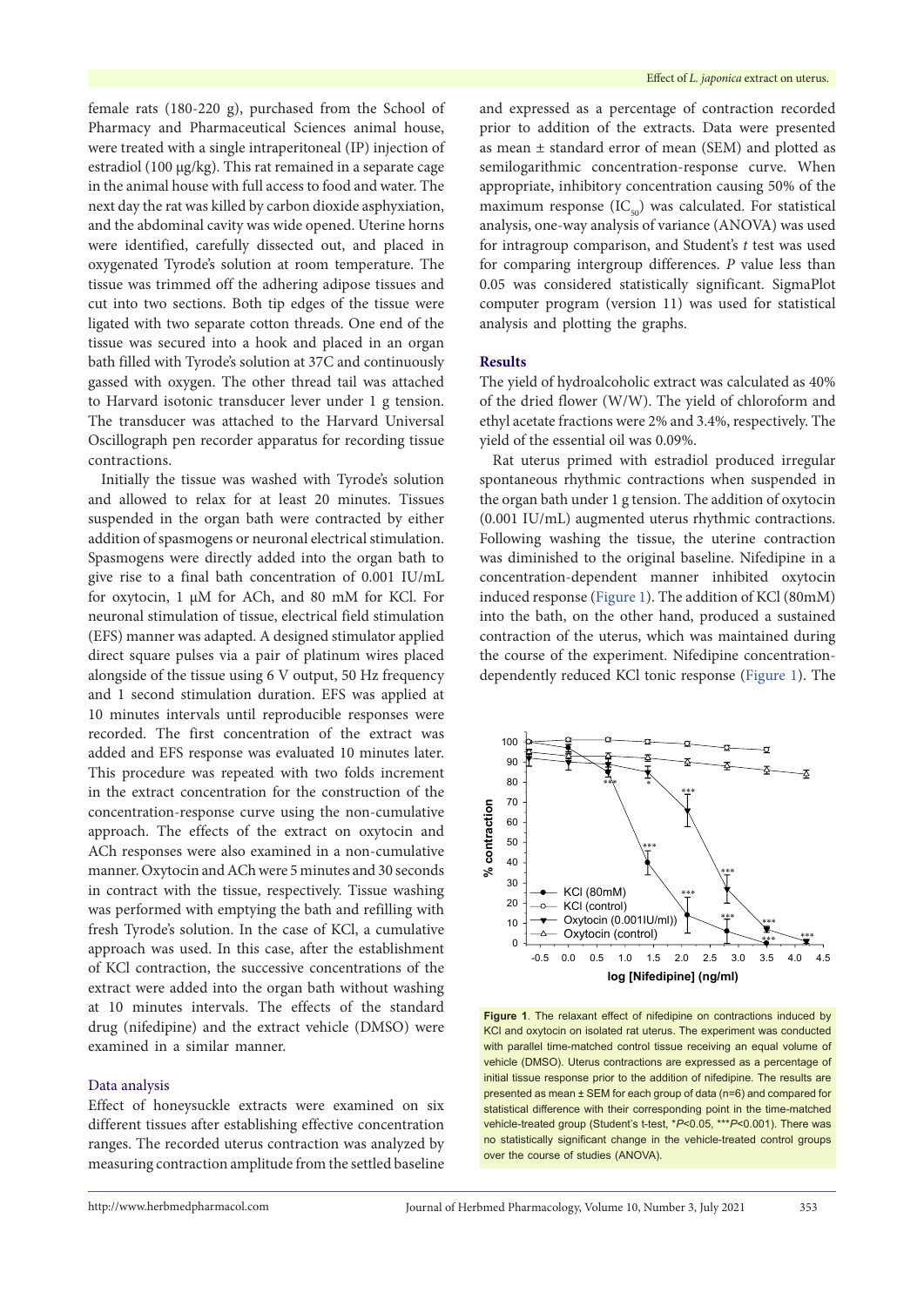female rats (180-220 g), purchased from the School of Pharmacy and Pharmaceutical Sciences animal house, were treated with a single intraperitoneal (IP) injection of estradiol (100 µg/kg). This rat remained in a separate cage in the animal house with full access to food and water. The next day the rat was killed by carbon dioxide asphyxiation, and the abdominal cavity was wide opened. Uterine horns were identified, carefully dissected out, and placed in oxygenated Tyrode's solution at room temperature. The tissue was trimmed off the adhering adipose tissues and cut into two sections. Both tip edges of the tissue were ligated with two separate cotton threads. One end of the tissue was secured into a hook and placed in an organ bath filled with Tyrode's solution at 37C and continuously gassed with oxygen. The other thread tail was attached to Harvard isotonic transducer lever under 1 g tension. The transducer was attached to the Harvard Universal Oscillograph pen recorder apparatus for recording tissue contractions.

Initially the tissue was washed with Tyrode's solution and allowed to relax for at least 20 minutes. Tissues suspended in the organ bath were contracted by either addition of spasmogens or neuronal electrical stimulation. Spasmogens were directly added into the organ bath to give rise to a final bath concentration of 0.001 IU/mL for oxytocin, 1 µM for ACh, and 80 mM for KCl. For neuronal stimulation of tissue, electrical field stimulation (EFS) manner was adapted. A designed stimulator applied direct square pulses via a pair of platinum wires placed alongside of the tissue using 6 V output, 50 Hz frequency and 1 second stimulation duration. EFS was applied at 10 minutes intervals until reproducible responses were recorded. The first concentration of the extract was added and EFS response was evaluated 10 minutes later. This procedure was repeated with two folds increment in the extract concentration for the construction of the concentration-response curve using the non-cumulative approach. The effects of the extract on oxytocin and ACh responses were also examined in a non-cumulative manner. Oxytocin and ACh were 5 minutes and 30 seconds in contract with the tissue, respectively. Tissue washing was performed with emptying the bath and refilling with fresh Tyrode's solution. In the case of KCl, a cumulative approach was used. In this case, after the establishment of KCl contraction, the successive concentrations of the extract were added into the organ bath without washing at 10 minutes intervals. The effects of the standard drug (nifedipine) and the extract vehicle (DMSO) were examined in a similar manner.

### Data analysis

Effect of honeysuckle extracts were examined on six different tissues after establishing effective concentration ranges. The recorded uterus contraction was analyzed by measuring contraction amplitude from the settled baseline and expressed as a percentage of contraction recorded prior to addition of the extracts. Data were presented as mean ± standard error of mean (SEM) and plotted as semilogarithmic concentration-response curve. When appropriate, inhibitory concentration causing 50% of the maximum response ($IC_{50}$) was calculated. For statistical analysis, one-way analysis of variance (ANOVA) was used for intragroup comparison, and Student's *t* test was used for comparing intergroup differences. *P* value less than 0.05 was considered statistically significant. SigmaPlot computer program (version 11) was used for statistical analysis and plotting the graphs.

## Results

The yield of hydroalcoholic extract was calculated as 40% of the dried flower (W/W). The yield of chloroform and ethyl acetate fractions were 2% and 3.4%, respectively. The yield of the essential oil was 0.09%.

Rat uterus primed with estradiol produced irregular spontaneous rhythmic contractions when suspended in the organ bath under 1 g tension. The addition of oxytocin (0.001 IU/mL) augmented uterus rhythmic contractions. Following washing the tissue, the uterine contraction was diminished to the original baseline. Nifedipine in a concentration-dependent manner inhibited oxytocin induced response (Figure 1). The addition of KCl (80mM) into the bath, on the other hand, produced a sustained contraction of the uterus, which was maintained during the course of the experiment. Nifedipine concentration-dependently reduced KCl tonic response (Figure 1). The

**Figure 1**. The relaxant effect of nifedipine on contractions induced by KCl and oxytocin on isolated rat uterus. The experiment was conducted with parallel time-matched control tissue receiving an equal volume of vehicle (DMSO). Uterus contractions are expressed as a percentage of initial tissue response prior to the addition of nifedipine. The results are presented as mean ± SEM for each group of data (n=6) and compared for statistical difference with their corresponding point in the time-matched vehicle-treated group (Student's t-test, \**P*<0.05, \*\*\**P*<0.001). There was no statistically significant change in the vehicle-treated control groups over the course of studies (ANOVA).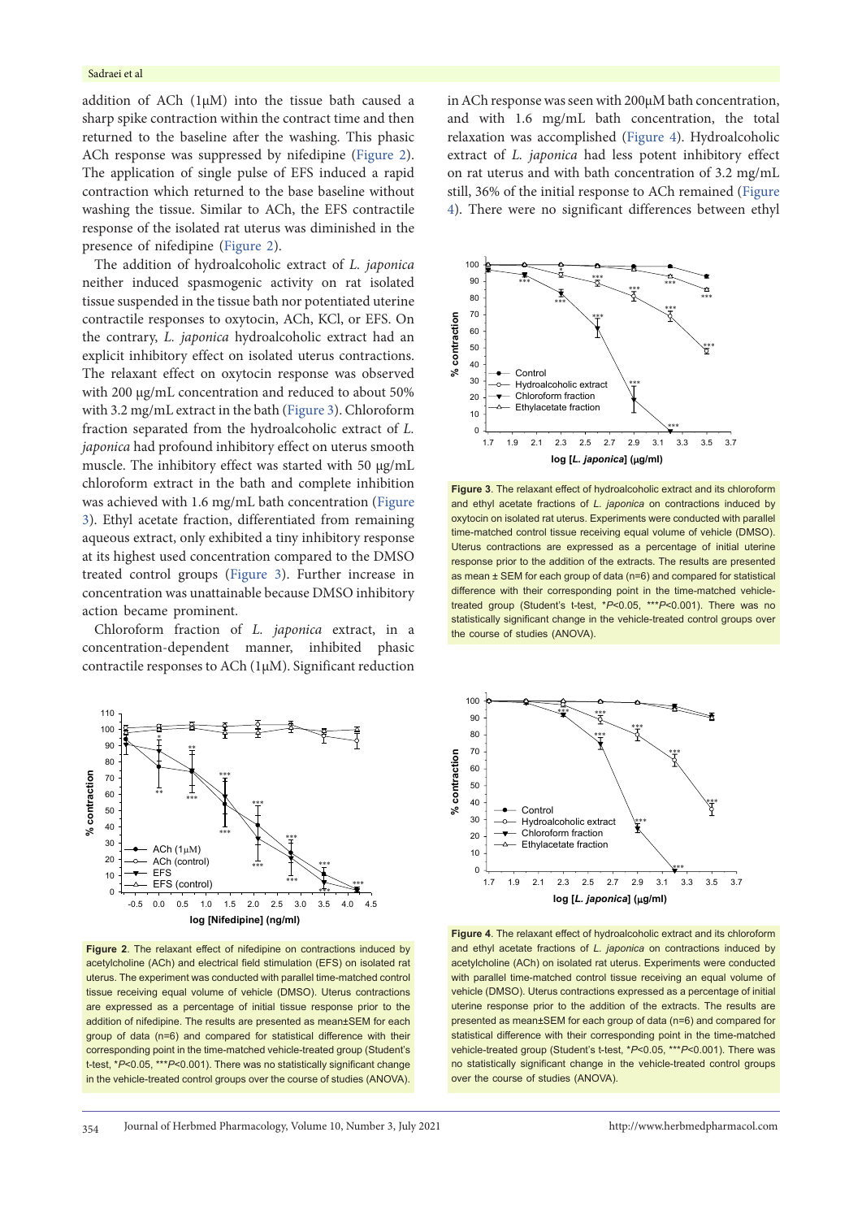addition of ACh (1µM) into the tissue bath caused a sharp spike contraction within the contract time and then returned to the baseline after the washing. This phasic ACh response was suppressed by nifedipine (Figure 2). The application of single pulse of EFS induced a rapid contraction which returned to the base baseline without washing the tissue. Similar to ACh, the EFS contractile response of the isolated rat uterus was diminished in the presence of nifedipine (Figure 2).

The addition of hydroalcoholic extract of *L. japonica* neither induced spasmogenic activity on rat isolated tissue suspended in the tissue bath nor potentiated uterine contractile responses to oxytocin, ACh, KCl, or EFS. On the contrary, *L. japonica* hydroalcoholic extract had an explicit inhibitory effect on isolated uterus contractions. The relaxant effect on oxytocin response was observed with 200 µg/mL concentration and reduced to about 50% with 3.2 mg/mL extract in the bath (Figure 3). Chloroform fraction separated from the hydroalcoholic extract of *L. japonica* had profound inhibitory effect on uterus smooth muscle. The inhibitory effect was started with 50 µg/mL chloroform extract in the bath and complete inhibition was achieved with 1.6 mg/mL bath concentration (Figure 3). Ethyl acetate fraction, differentiated from remaining aqueous extract, only exhibited a tiny inhibitory response at its highest used concentration compared to the DMSO treated control groups (Figure 3). Further increase in concentration was unattainable because DMSO inhibitory action became prominent.

Chloroform fraction of *L. japonica* extract, in a concentration-dependent manner, inhibited phasic contractile responses to ACh (1µM). Significant reduction in ACh response was seen with 200µM bath concentration, and with 1.6 mg/mL bath concentration, the total relaxation was accomplished (Figure 4). Hydroalcoholic extract of *L. japonica* had less potent inhibitory effect on rat uterus and with bath concentration of 3.2 mg/mL still, 36% of the initial response to ACh remained (Figure 4). There were no significant differences between ethyl

**Figure 3**. The relaxant effect of hydroalcoholic extract and its chloroform and ethyl acetate fractions of *L. japonica* on contractions induced by oxytocin on isolated rat uterus. Experiments were conducted with parallel time-matched control tissue receiving equal volume of vehicle (DMSO). Uterus contractions are expressed as a percentage of initial uterine response prior to the addition of the extracts. The results are presented as mean ± SEM for each group of data (n=6) and compared for statistical difference with their corresponding point in the time-matched vehicle-treated group (Student's t-test, *$P$<0.05, ***$P$<0.001). There was no statistically significant change in the vehicle-treated control groups over the course of studies (ANOVA).

**Figure 2**. The relaxant effect of nifedipine on contractions induced by acetylcholine (ACh) and electrical field stimulation (EFS) on isolated rat uterus. The experiment was conducted with parallel time-matched control tissue receiving equal volume of vehicle (DMSO). Uterus contractions are expressed as a percentage of initial tissue response prior to the addition of nifedipine. The results are presented as mean±SEM for each group of data (n=6) and compared for statistical difference with their corresponding point in the time-matched vehicle-treated group (Student's t-test, *$P$<0.05, ***$P$<0.001). There was no statistically significant change in the vehicle-treated control groups over the course of studies (ANOVA).

**Figure 4**. The relaxant effect of hydroalcoholic extract and its chloroform and ethyl acetate fractions of *L. japonica* on contractions induced by acetylcholine (ACh) on isolated rat uterus. Experiments were conducted with parallel time-matched control tissue receiving an equal volume of vehicle (DMSO). Uterus contractions expressed as a percentage of initial uterine response prior to the addition of the extracts. The results are presented as mean±SEM for each group of data (n=6) and compared for statistical difference with their corresponding point in the time-matched vehicle-treated group (Student's t-test, *$P$<0.05, ***$P$<0.001). There was no statistically significant change in the vehicle-treated control groups over the course of studies (ANOVA).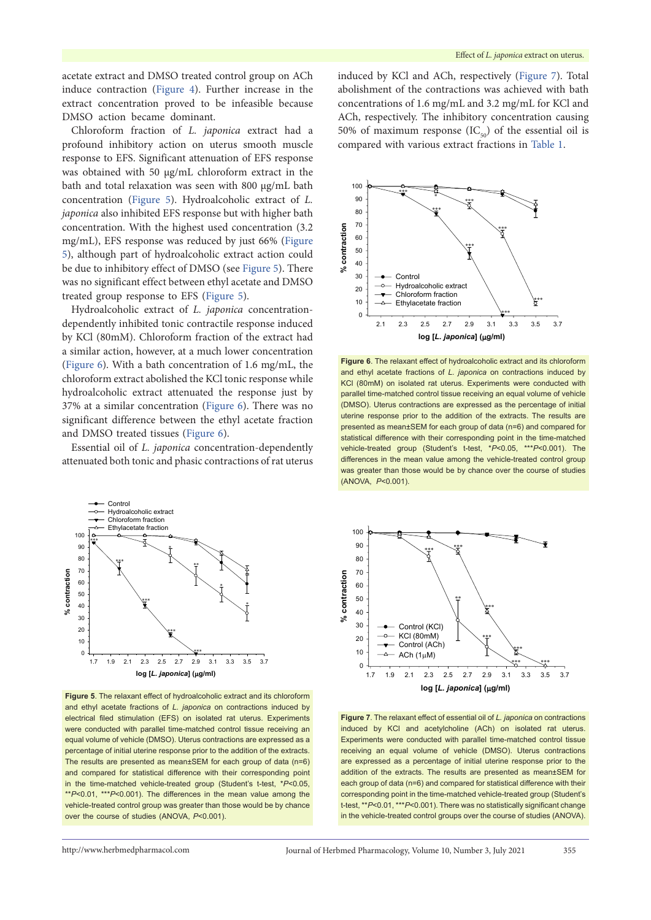acetate extract and DMSO treated control group on ACh induce contraction (Figure 4). Further increase in the extract concentration proved to be infeasible because DMSO action became dominant.

Chloroform fraction of *L. japonica* extract had a profound inhibitory action on uterus smooth muscle response to EFS. Significant attenuation of EFS response was obtained with 50 µg/mL chloroform extract in the bath and total relaxation was seen with 800 µg/mL bath concentration (Figure 5). Hydroalcoholic extract of *L. japonica* also inhibited EFS response but with higher bath concentration. With the highest used concentration (3.2 mg/mL), EFS response was reduced by just 66% (Figure 5), although part of hydroalcoholic extract action could be due to inhibitory effect of DMSO (see Figure 5). There was no significant effect between ethyl acetate and DMSO treated group response to EFS (Figure 5).

Hydroalcoholic extract of *L. japonica* concentration-dependently inhibited tonic contractile response induced by KCl (80mM). Chloroform fraction of the extract had a similar action, however, at a much lower concentration (Figure 6). With a bath concentration of 1.6 mg/mL, the chloroform extract abolished the KCl tonic response while hydroalcoholic extract attenuated the response just by 37% at a similar concentration (Figure 6). There was no significant difference between the ethyl acetate fraction and DMSO treated tissues (Figure 6).

Essential oil of *L. japonica* concentration-dependently attenuated both tonic and phasic contractions of rat uterus induced by KCl and ACh, respectively (Figure 7). Total abolishment of the contractions was achieved with bath concentrations of 1.6 mg/mL and 3.2 mg/mL for KCl and ACh, respectively. The inhibitory concentration causing 50% of maximum response ($IC_{50}$) of the essential oil is compared with various extract fractions in Table 1.

**Figure 5**. The relaxant effect of hydroalcoholic extract and its chloroform and ethyl acetate fractions of *L. japonica* on contractions induced by electrical filed stimulation (EFS) on isolated rat uterus. Experiments were conducted with parallel time-matched control tissue receiving an equal volume of vehicle (DMSO). Uterus contractions are expressed as a percentage of initial uterine response prior to the addition of the extracts. The results are presented as mean±SEM for each group of data (n=6) and compared for statistical difference with their corresponding point in the time-matched vehicle-treated group (Student's t-test, \*$P$<0.05, \*\*$P$<0.01, \*\*\*$P$<0.001). The differences in the mean value among the vehicle-treated control group was greater than those would be by chance over the course of studies (ANOVA, $P$<0.001).

**Figure 6**. The relaxant effect of hydroalcoholic extract and its chloroform and ethyl acetate fractions of *L. japonica* on contractions induced by KCl (80mM) on isolated rat uterus. Experiments were conducted with parallel time-matched control tissue receiving an equal volume of vehicle (DMSO). Uterus contractions are expressed as the percentage of initial uterine response prior to the addition of the extracts. The results are presented as mean±SEM for each group of data (n=6) and compared for statistical difference with their corresponding point in the time-matched vehicle-treated group (Student's t-test, \*$P$<0.05, \*\*\*$P$<0.001). The differences in the mean value among the vehicle-treated control group was greater than those would be by chance over the course of studies (ANOVA, $P$<0.001).

**Figure 7**. The relaxant effect of essential oil of *L. japonica* on contractions induced by KCl and acetylcholine (ACh) on isolated rat uterus. Experiments were conducted with parallel time-matched control tissue receiving an equal volume of vehicle (DMSO). Uterus contractions are expressed as a percentage of initial uterine response prior to the addition of the extracts. The results are presented as mean±SEM for each group of data (n=6) and compared for statistical difference with their corresponding point in the time-matched vehicle-treated group (Student's t-test, \*\*$P$<0.01, \*\*\*$P$<0.001). There was no statistically significant change in the vehicle-treated control groups over the course of studies (ANOVA).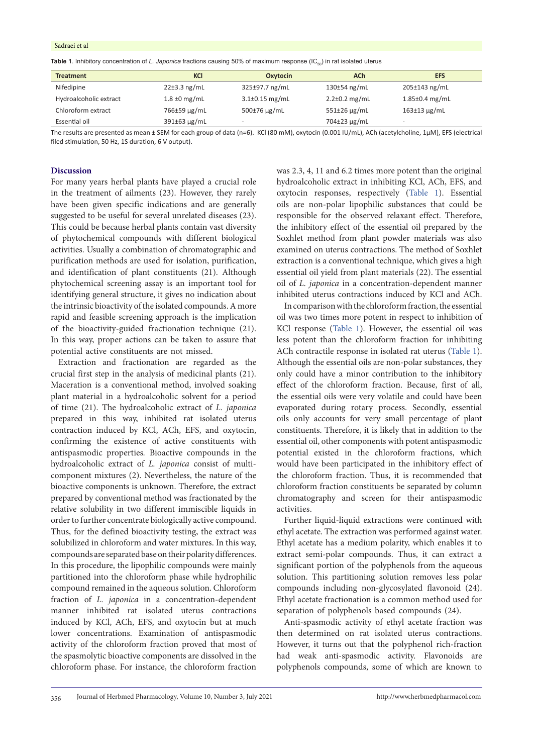**Table 1**. Inhibitory concentration of *L. Japonica* fractions causing 50% of maximum response ($IC_{50}$) in rat isolated uterus

| Treatment | KCl | Oxytocin | ACh | EFS |
|---|---|---|---|---|
| Nifedipine | 22±3.3 ng/mL | 325±97.7 ng/mL | 130±54 ng/mL | 205±143 ng/mL |
| Hydroalcoholic extract | 1.8 ±0 mg/mL | 3.1±0.15 mg/mL | 2.2±0.2 mg/mL | 1.85±0.4 mg/mL |
| Chloroform extract | 766±59 µg/mL | 500±76 µg/mL | 551±26 µg/mL | 163±13 µg/mL |
| Essential oil | 391±63 µg/mL | - | 704±23 µg/mL | - |

The results are presented as mean ± SEM for each group of data (n=6). KCl (80 mM), oxytocin (0.001 IU/mL), ACh (acetylcholine, 1µM), EFS (electrical filed stimulation, 50 Hz, 1S duration, 6 V output).

## Discussion

For many years herbal plants have played a crucial role in the treatment of ailments (23). However, they rarely have been given specific indications and are generally suggested to be useful for several unrelated diseases (23). This could be because herbal plants contain vast diversity of phytochemical compounds with different biological activities. Usually a combination of chromatographic and purification methods are used for isolation, purification, and identification of plant constituents (21). Although phytochemical screening assay is an important tool for identifying general structure, it gives no indication about the intrinsic bioactivity of the isolated compounds. A more rapid and feasible screening approach is the implication of the bioactivity-guided fractionation technique (21). In this way, proper actions can be taken to assure that potential active constituents are not missed.

Extraction and fractionation are regarded as the crucial first step in the analysis of medicinal plants (21). Maceration is a conventional method, involved soaking plant material in a hydroalcoholic solvent for a period of time (21). The hydroalcoholic extract of *L. japonica* prepared in this way, inhibited rat isolated uterus contraction induced by KCl, ACh, EFS, and oxytocin, confirming the existence of active constituents with antispasmodic properties*.* Bioactive compounds in the hydroalcoholic extract of *L. japonica* consist of multi-component mixtures (2). Nevertheless, the nature of the bioactive components is unknown. Therefore, the extract prepared by conventional method was fractionated by the relative solubility in two different immiscible liquids in order to further concentrate biologically active compound. Thus, for the defined bioactivity testing, the extract was solubilized in chloroform and water mixtures. In this way, compounds are separated base on their polarity differences. In this procedure, the lipophilic compounds were mainly partitioned into the chloroform phase while hydrophilic compound remained in the aqueous solution. Chloroform fraction of *L. japonica* in a concentration-dependent manner inhibited rat isolated uterus contractions induced by KCl, ACh, EFS, and oxytocin but at much lower concentrations. Examination of antispasmodic activity of the chloroform fraction proved that most of the spasmolytic bioactive components are dissolved in the chloroform phase. For instance, the chloroform fraction was 2.3, 4, 11 and 6.2 times more potent than the original hydroalcoholic extract in inhibiting KCl, ACh, EFS, and oxytocin responses, respectively (Table 1). Essential oils are non-polar lipophilic substances that could be responsible for the observed relaxant effect. Therefore, the inhibitory effect of the essential oil prepared by the Soxhlet method from plant powder materials was also examined on uterus contractions. The method of Soxhlet extraction is a conventional technique, which gives a high essential oil yield from plant materials (22). The essential oil of *L. japonica* in a concentration-dependent manner inhibited uterus contractions induced by KCl and ACh.

In comparison with the chloroform fraction, the essential oil was two times more potent in respect to inhibition of KCl response (Table 1). However, the essential oil was less potent than the chloroform fraction for inhibiting ACh contractile response in isolated rat uterus (Table 1). Although the essential oils are non-polar substances, they only could have a minor contribution to the inhibitory effect of the chloroform fraction. Because, first of all, the essential oils were very volatile and could have been evaporated during rotary process. Secondly, essential oils only accounts for very small percentage of plant constituents. Therefore, it is likely that in addition to the essential oil, other components with potent antispasmodic potential existed in the chloroform fractions, which would have been participated in the inhibitory effect of the chloroform fraction. Thus, it is recommended that chloroform fraction constituents be separated by column chromatography and screen for their antispasmodic activities.

Further liquid-liquid extractions were continued with ethyl acetate. The extraction was performed against water. Ethyl acetate has a medium polarity, which enables it to extract semi-polar compounds. Thus, it can extract a significant portion of the polyphenols from the aqueous solution. This partitioning solution removes less polar compounds including non-glycosylated flavonoid (24). Ethyl acetate fractionation is a common method used for separation of polyphenols based compounds (24).

Anti-spasmodic activity of ethyl acetate fraction was then determined on rat isolated uterus contractions. However, it turns out that the polyphenol rich-fraction had weak anti-spasmodic activity. Flavonoids are polyphenols compounds, some of which are known to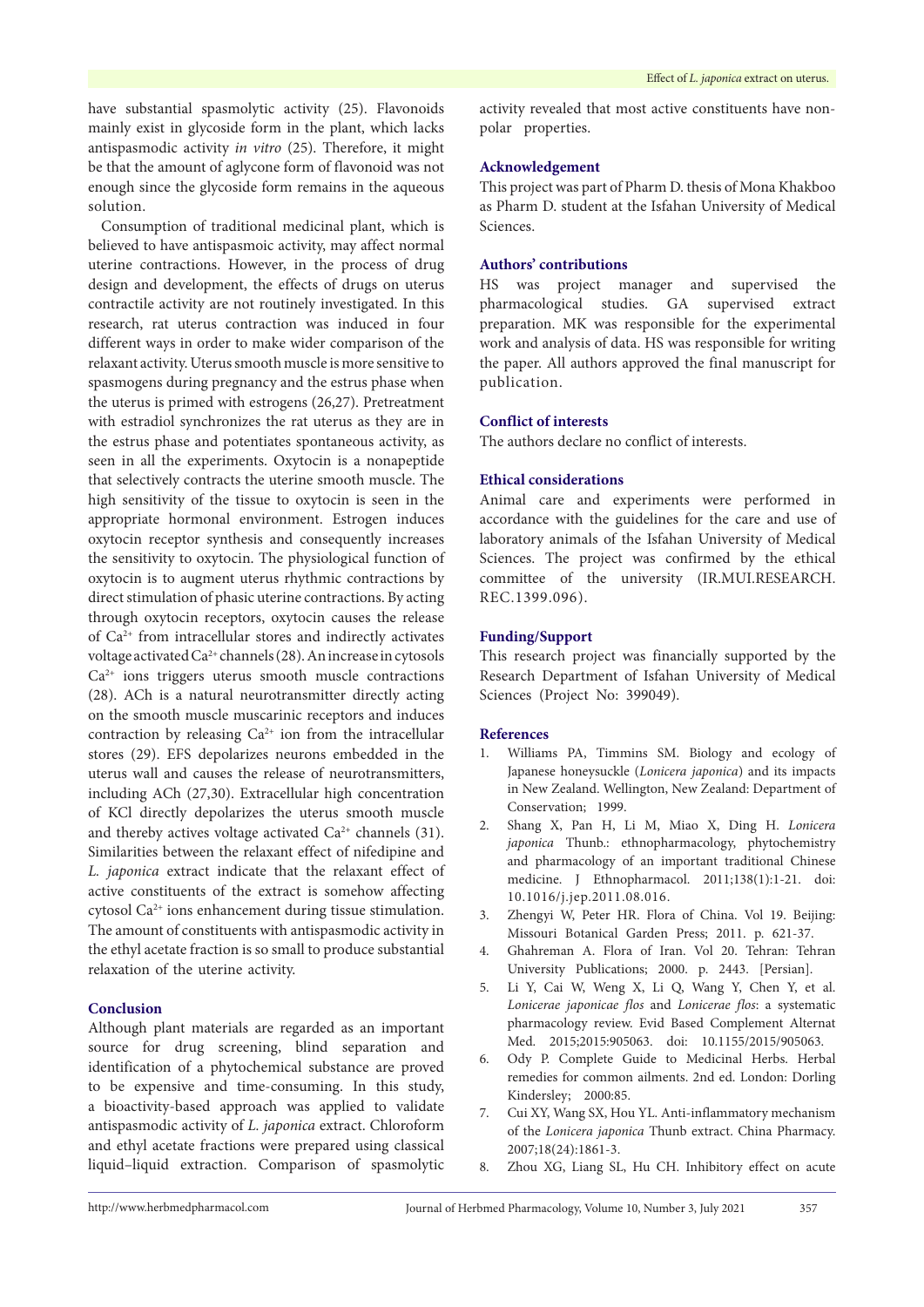have substantial spasmolytic activity (25). Flavonoids mainly exist in glycoside form in the plant, which lacks antispasmodic activity *in vitro* (25). Therefore, it might be that the amount of aglycone form of flavonoid was not enough since the glycoside form remains in the aqueous solution.

Consumption of traditional medicinal plant, which is believed to have antispasmoic activity, may affect normal uterine contractions. However, in the process of drug design and development, the effects of drugs on uterus contractile activity are not routinely investigated. In this research, rat uterus contraction was induced in four different ways in order to make wider comparison of the relaxant activity. Uterus smooth muscle is more sensitive to spasmogens during pregnancy and the estrus phase when the uterus is primed with estrogens (26,27). Pretreatment with estradiol synchronizes the rat uterus as they are in the estrus phase and potentiates spontaneous activity, as seen in all the experiments. Oxytocin is a nonapeptide that selectively contracts the uterine smooth muscle. The high sensitivity of the tissue to oxytocin is seen in the appropriate hormonal environment. Estrogen induces oxytocin receptor synthesis and consequently increases the sensitivity to oxytocin. The physiological function of oxytocin is to augment uterus rhythmic contractions by direct stimulation of phasic uterine contractions. By acting through oxytocin receptors, oxytocin causes the release of $Ca^{2+}$ from intracellular stores and indirectly activates voltage activated $Ca^{2+}$ channels (28). An increase in cytosols $Ca^{2+}$ ions triggers uterus smooth muscle contractions (28). ACh is a natural neurotransmitter directly acting on the smooth muscle muscarinic receptors and induces contraction by releasing $Ca^{2+}$ ion from the intracellular stores (29). EFS depolarizes neurons embedded in the uterus wall and causes the release of neurotransmitters, including ACh (27,30). Extracellular high concentration of KCl directly depolarizes the uterus smooth muscle and thereby actives voltage activated $Ca^{2+}$ channels (31). Similarities between the relaxant effect of nifedipine and *L. japonica* extract indicate that the relaxant effect of active constituents of the extract is somehow affecting cytosol $Ca^{2+}$ ions enhancement during tissue stimulation. The amount of constituents with antispasmodic activity in the ethyl acetate fraction is so small to produce substantial relaxation of the uterine activity.

## Conclusion

Although plant materials are regarded as an important source for drug screening, blind separation and identification of a phytochemical substance are proved to be expensive and time-consuming. In this study, a bioactivity-based approach was applied to validate antispasmodic activity of *L. japonica* extract. Chloroform and ethyl acetate fractions were prepared using classical liquid–liquid extraction. Comparison of spasmolytic activity revealed that most active constituents have non-polar properties.

## Acknowledgement

This project was part of Pharm D. thesis of Mona Khakboo as Pharm D. student at the Isfahan University of Medical Sciences.

## Authors' contributions

HS was project manager and supervised the pharmacological studies. GA supervised extract preparation. MK was responsible for the experimental work and analysis of data. HS was responsible for writing the paper. All authors approved the final manuscript for publication.

## Conflict of interests

The authors declare no conflict of interests.

## Ethical considerations

Animal care and experiments were performed in accordance with the guidelines for the care and use of laboratory animals of the Isfahan University of Medical Sciences. The project was confirmed by the ethical committee of the university (IR.MUI.RESEARCH.REC.1399.096).

## Funding/Support

This research project was financially supported by the Research Department of Isfahan University of Medical Sciences (Project No: 399049).

## References

1. Williams PA, Timmins SM. Biology and ecology of Japanese honeysuckle (*Lonicera japonica*) and its impacts in New Zealand. Wellington, New Zealand: Department of Conservation; 1999.
2. Shang X, Pan H, Li M, Miao X, Ding H. *Lonicera japonica* Thunb.: ethnopharmacology, phytochemistry and pharmacology of an important traditional Chinese medicine. J Ethnopharmacol. 2011;138(1):1-21. doi: 10.1016/j.jep.2011.08.016.
3. Zhengyi W, Peter HR. Flora of China. Vol 19. Beijing: Missouri Botanical Garden Press; 2011. p. 621-37.
4. Ghahreman A. Flora of Iran. Vol 20. Tehran: Tehran University Publications; 2000. p. 2443. [Persian].
5. Li Y, Cai W, Weng X, Li Q, Wang Y, Chen Y, et al. *Lonicerae japonicae flos* and *Lonicerae flos*: a systematic pharmacology review. Evid Based Complement Alternat Med. 2015;2015:905063. doi: 10.1155/2015/905063.
6. Ody P. Complete Guide to Medicinal Herbs. Herbal remedies for common ailments. 2nd ed. London: Dorling Kindersley; 2000:85.
7. Cui XY, Wang SX, Hou YL. Anti-inflammatory mechanism of the *Lonicera japonica* Thunb extract. China Pharmacy. 2007;18(24):1861-3.
8. Zhou XG, Liang SL, Hu CH. Inhibitory effect on acute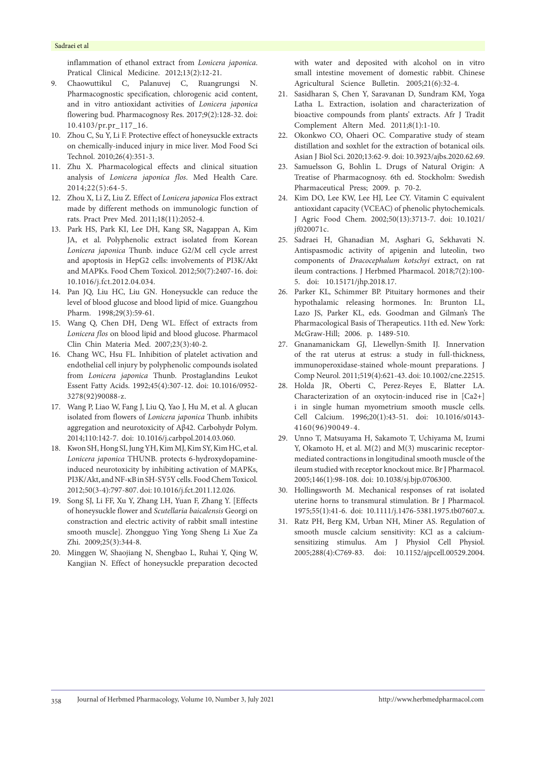inflammation of ethanol extract from *Lonicera japonica*. Pratical Clinical Medicine. 2012;13(2):12-21.

9. Chaowuttikul C, Palanuvej C, Ruangrungsi N. Pharmacognostic specification, chlorogenic acid content, and in vitro antioxidant activities of *Lonicera japonica* flowering bud. Pharmacognosy Res. 2017;9(2):128-32. doi: 10.4103/pr.pr_117_16.
10. Zhou C, Su Y, Li F. Protective effect of honeysuckle extracts on chemically-induced injury in mice liver. Mod Food Sci Technol. 2010;26(4):351-3.
11. Zhu X. Pharmacological effects and clinical situation analysis of *Lonicera japonica flos*. Med Health Care. 2014;22(5):64-5.
12. Zhou X, Li Z, Liu Z. Effect of *Lonicera japonica* Flos extract made by different methods on immunologic function of rats. Pract Prev Med. 2011;18(11):2052-4.
13. Park HS, Park KI, Lee DH, Kang SR, Nagappan A, Kim JA, et al. Polyphenolic extract isolated from Korean *Lonicera japonica* Thunb. induce G2/M cell cycle arrest and apoptosis in HepG2 cells: involvements of PI3K/Akt and MAPKs. Food Chem Toxicol. 2012;50(7):2407-16. doi: 10.1016/j.fct.2012.04.034.
14. Pan JQ, Liu HC, Liu GN. Honeysuckle can reduce the level of blood glucose and blood lipid of mice. Guangzhou Pharm. 1998;29(3):59-61.
15. Wang Q, Chen DH, Deng WL. Effect of extracts from *Lonicera flos* on blood lipid and blood glucose. Pharmacol Clin Chin Materia Med. 2007;23(3):40-2.
16. Chang WC, Hsu FL. Inhibition of platelet activation and endothelial cell injury by polyphenolic compounds isolated from *Lonicera japonica* Thunb. Prostaglandins Leukot Essent Fatty Acids. 1992;45(4):307-12. doi: 10.1016/0952-3278(92)90088-z.
17. Wang P, Liao W, Fang J, Liu Q, Yao J, Hu M, et al. A glucan isolated from flowers of *Lonicera japonica* Thunb. inhibits aggregation and neurotoxicity of Aβ42. Carbohydr Polym. 2014;110:142-7. doi: 10.1016/j.carbpol.2014.03.060.
18. Kwon SH, Hong SI, Jung YH, Kim MJ, Kim SY, Kim HC, et al. *Lonicera japonica* THUNB. protects 6-hydroxydopamine-induced neurotoxicity by inhibiting activation of MAPKs, PI3K/Akt, and NF-κB in SH-SY5Y cells. Food Chem Toxicol. 2012;50(3-4):797-807. doi: 10.1016/j.fct.2011.12.026.
19. Song SJ, Li FF, Xu Y, Zhang LH, Yuan F, Zhang Y. [Effects of honeysuckle flower and *Scutellaria baicalensis* Georgi on constraction and electric activity of rabbit small intestine smooth muscle]. Zhongguo Ying Yong Sheng Li Xue Za Zhi. 2009;25(3):344-8.
20. Minggen W, Shaojiang N, Shengbao L, Ruhai Y, Qing W, Kangjian N. Effect of honeysuckle preparation decocted with water and deposited with alcohol on in vitro small intestine movement of domestic rabbit. Chinese Agricultural Science Bulletin. 2005;21(6):32-4.
21. Sasidharan S, Chen Y, Saravanan D, Sundram KM, Yoga Latha L. Extraction, isolation and characterization of bioactive compounds from plants' extracts. Afr J Tradit Complement Altern Med. 2011;8(1):1-10.
22. Okonkwo CO, Ohaeri OC. Comparative study of steam distillation and soxhlet for the extraction of botanical oils. Asian J Biol Sci. 2020;13:62-9. doi: 10.3923/ajbs.2020.62.69.
23. Samuelsson G, Bohlin L. Drugs of Natural Origin: A Treatise of Pharmacognosy. 6th ed. Stockholm: Swedish Pharmaceutical Press; 2009. p. 70-2.
24. Kim DO, Lee KW, Lee HJ, Lee CY. Vitamin C equivalent antioxidant capacity (VCEAC) of phenolic phytochemicals. J Agric Food Chem. 2002;50(13):3713-7. doi: 10.1021/jf020071c.
25. Sadraei H, Ghanadian M, Asghari G, Sekhavati N. Antispasmodic activity of apigenin and luteolin, two components of *Dracocephalum kotschyi* extract, on rat ileum contractions. J Herbmed Pharmacol. 2018;7(2):100-5. doi: 10.15171/jhp.2018.17.
26. Parker KL, Schimmer BP. Pituitary hormones and their hypothalamic releasing hormones. In: Brunton LL, Lazo JS, Parker KL, eds. Goodman and Gilman's The Pharmacological Basis of Therapeutics. 11th ed. New York: McGraw-Hill; 2006. p. 1489-510.
27. Gnanamanickam GJ, Llewellyn-Smith IJ. Innervation of the rat uterus at estrus: a study in full-thickness, immunoperoxidase-stained whole-mount preparations. J Comp Neurol. 2011;519(4):621-43. doi: 10.1002/cne.22515.
28. Holda JR, Oberti C, Perez-Reyes E, Blatter LA. Characterization of an oxytocin-induced rise in [Ca2+] i in single human myometrium smooth muscle cells. Cell Calcium. 1996;20(1):43-51. doi: 10.1016/s0143-4160(96)90049-4.
29. Unno T, Matsuyama H, Sakamoto T, Uchiyama M, Izumi Y, Okamoto H, et al. M(2) and M(3) muscarinic receptor-mediated contractions in longitudinal smooth muscle of the ileum studied with receptor knockout mice. Br J Pharmacol. 2005;146(1):98-108. doi: 10.1038/sj.bjp.0706300.
30. Hollingsworth M. Mechanical responses of rat isolated uterine horns to transmural stimulation. Br J Pharmacol. 1975;55(1):41-6. doi: 10.1111/j.1476-5381.1975.tb07607.x.
31. Ratz PH, Berg KM, Urban NH, Miner AS. Regulation of smooth muscle calcium sensitivity: KCl as a calcium-sensitizing stimulus. Am J Physiol Cell Physiol. 2005;288(4):C769-83. doi: 10.1152/ajpcell.00529.2004.